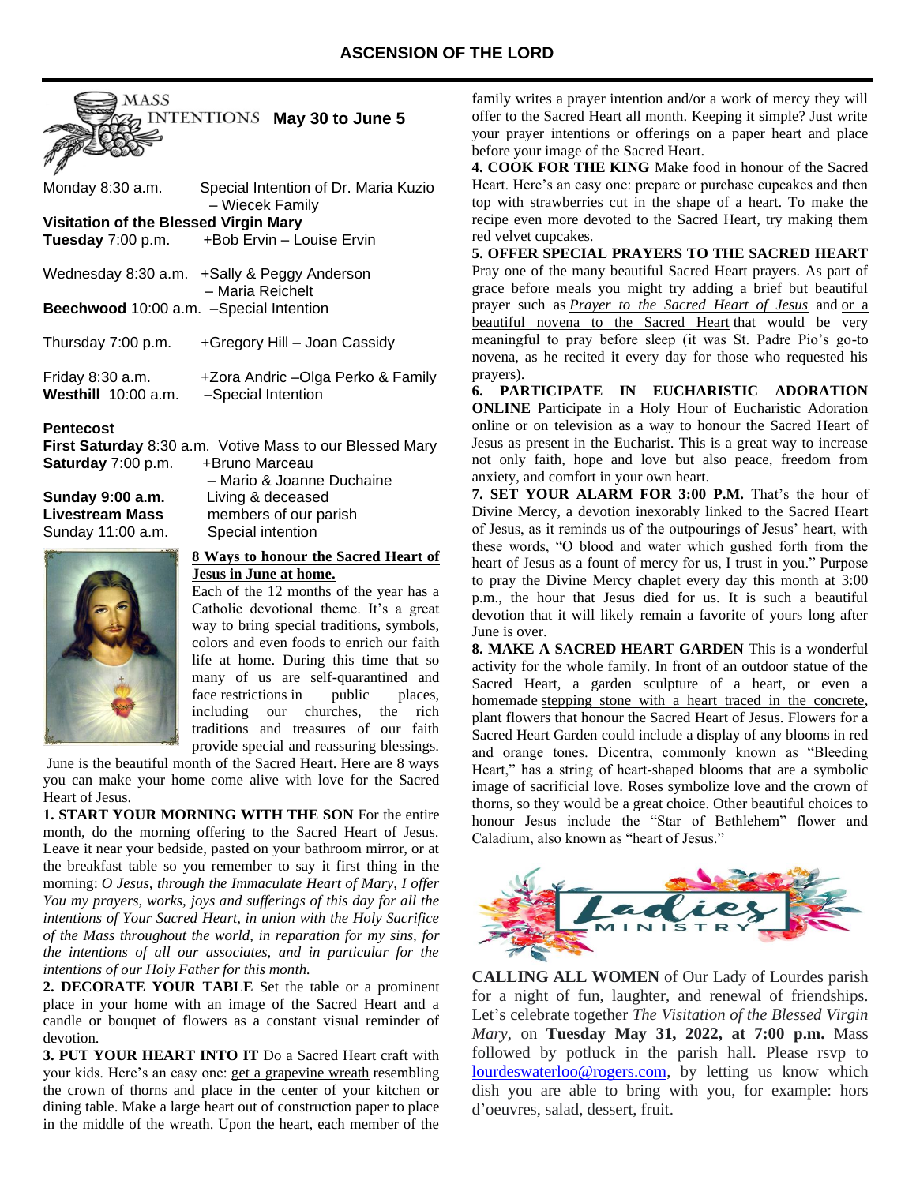# ASCENSION OF THE LORD

## MASS INTENTIONS May 30 to June 5

Monday 8:30 a.m. Special Intention of Dr. Maria Kuzio – Wiecek Family

**Visitation of the Blessed Virgin Mary**

**Tuesday** 7:00 p.m. +Bob Ervin – Louise Ervin

Wednesday 8:30 a.m. +Sally & Peggy Anderson – Maria Reichelt

**Beechwood** 10:00 a.m. –Special Intention

Thursday 7:00 p.m. +Gregory Hill – Joan Cassidy

Friday 8:30 a.m. +Zora Andric –Olga Perko & Family

**Westhill** 10:00 a.m. –Special Intention

**Pentecost**

**First Saturday** 8:30 a.m. Votive Mass to our Blessed Mary

**Saturday** 7:00 p.m. +Bruno Marceau – Mario & Joanne Duchaine

**Sunday 9:00 a.m. Livestream Mass** Living & deceased members of our parish

Sunday 11:00 a.m. Special intention

## 8 Ways to honour the Sacred Heart of Jesus in June at home.

Each of the 12 months of the year has a Catholic devotional theme. It's a great way to bring special traditions, symbols, colors and even foods to enrich our faith life at home. During this time that so many of us are self-quarantined and face restrictions in public places, including our churches, the rich traditions and treasures of our faith provide special and reassuring blessings.

June is the beautiful month of the Sacred Heart. Here are 8 ways you can make your home come alive with love for the Sacred Heart of Jesus.

**1. START YOUR MORNING WITH THE SON** For the entire month, do the morning offering to the Sacred Heart of Jesus. Leave it near your bedside, pasted on your bathroom mirror, or at the breakfast table so you remember to say it first thing in the morning: *O Jesus, through the Immaculate Heart of Mary, I offer You my prayers, works, joys and sufferings of this day for all the intentions of Your Sacred Heart, in union with the Holy Sacrifice of the Mass throughout the world, in reparation for my sins, for the intentions of all our associates, and in particular for the intentions of our Holy Father for this month.*

**2. DECORATE YOUR TABLE** Set the table or a prominent place in your home with an image of the Sacred Heart and a candle or bouquet of flowers as a constant visual reminder of devotion.

**3. PUT YOUR HEART INTO IT** Do a Sacred Heart craft with your kids. Here's an easy one: get a grapevine wreath resembling the crown of thorns and place in the center of your kitchen or dining table. Make a large heart out of construction paper to place in the middle of the wreath. Upon the heart, each member of the family writes a prayer intention and/or a work of mercy they will offer to the Sacred Heart all month. Keeping it simple? Just write your prayer intentions or offerings on a paper heart and place before your image of the Sacred Heart.

**4. COOK FOR THE KING** Make food in honour of the Sacred Heart. Here's an easy one: prepare or purchase cupcakes and then top with strawberries cut in the shape of a heart. To make the recipe even more devoted to the Sacred Heart, try making them red velvet cupcakes.

**5. OFFER SPECIAL PRAYERS TO THE SACRED HEART** Pray one of the many beautiful Sacred Heart prayers. As part of grace before meals you might try adding a brief but beautiful prayer such as *Prayer to the Sacred Heart of Jesus* and or a beautiful novena to the Sacred Heart that would be very meaningful to pray before sleep (it was St. Padre Pio's go-to novena, as he recited it every day for those who requested his prayers).

**6. PARTICIPATE IN EUCHARISTIC ADORATION ONLINE** Participate in a Holy Hour of Eucharistic Adoration online or on television as a way to honour the Sacred Heart of Jesus as present in the Eucharist. This is a great way to increase not only faith, hope and love but also peace, freedom from anxiety, and comfort in your own heart.

**7. SET YOUR ALARM FOR 3:00 P.M.** That's the hour of Divine Mercy, a devotion inexorably linked to the Sacred Heart of Jesus, as it reminds us of the outpourings of Jesus' heart, with these words, "O blood and water which gushed forth from the heart of Jesus as a fount of mercy for us, I trust in you." Purpose to pray the Divine Mercy chaplet every day this month at 3:00 p.m., the hour that Jesus died for us. It is such a beautiful devotion that it will likely remain a favorite of yours long after June is over.

**8. MAKE A SACRED HEART GARDEN** This is a wonderful activity for the whole family. In front of an outdoor statue of the Sacred Heart, a garden sculpture of a heart, or even a homemade stepping stone with a heart traced in the concrete, plant flowers that honour the Sacred Heart of Jesus. Flowers for a Sacred Heart Garden could include a display of any blooms in red and orange tones. Dicentra, commonly known as "Bleeding Heart," has a string of heart-shaped blooms that are a symbolic image of sacrificial love. Roses symbolize love and the crown of thorns, so they would be a great choice. Other beautiful choices to honour Jesus include the "Star of Bethlehem" flower and Caladium, also known as "heart of Jesus."

## Ladies MINISTRY

**CALLING ALL WOMEN** of Our Lady of Lourdes parish for a night of fun, laughter, and renewal of friendships. Let's celebrate together *The Visitation of the Blessed Virgin Mary*, on **Tuesday May 31, 2022, at 7:00 p.m.** Mass followed by potluck in the parish hall. Please rsvp to lourdeswaterloo@rogers.com, by letting us know which dish you are able to bring with you, for example: hors d'oeuvres, salad, dessert, fruit.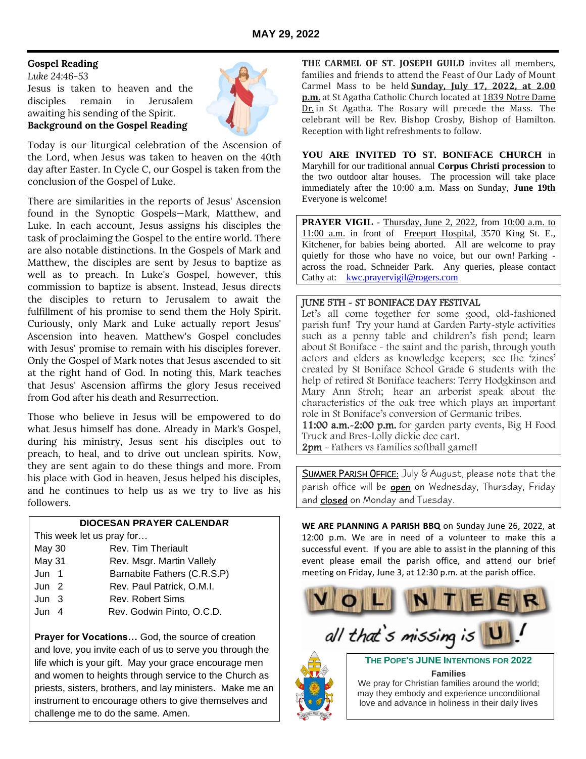MAY 29, 2022

**Gospel Reading**

*Luke 24:46-53*

Jesus is taken to heaven and the disciples remain in Jerusalem awaiting his sending of the Spirit.

**Background on the Gospel Reading**

Today is our liturgical celebration of the Ascension of the Lord, when Jesus was taken to heaven on the 40th day after Easter. In Cycle C, our Gospel is taken from the conclusion of the Gospel of Luke.

There are similarities in the reports of Jesus' Ascension found in the Synoptic Gospels—Mark, Matthew, and Luke. In each account, Jesus assigns his disciples the task of proclaiming the Gospel to the entire world. There are also notable distinctions. In the Gospels of Mark and Matthew, the disciples are sent by Jesus to baptize as well as to preach. In Luke's Gospel, however, this commission to baptize is absent. Instead, Jesus directs the disciples to return to Jerusalem to await the fulfillment of his promise to send them the Holy Spirit. Curiously, only Mark and Luke actually report Jesus' Ascension into heaven. Matthew's Gospel concludes with Jesus' promise to remain with his disciples forever. Only the Gospel of Mark notes that Jesus ascended to sit at the right hand of God. In noting this, Mark teaches that Jesus' Ascension affirms the glory Jesus received from God after his death and Resurrection.

Those who believe in Jesus will be empowered to do what Jesus himself has done. Already in Mark's Gospel, during his ministry, Jesus sent his disciples out to preach, to heal, and to drive out unclean spirits. Now, they are sent again to do these things and more. From his place with God in heaven, Jesus helped his disciples, and he continues to help us as we try to live as his followers.

**DIOCESAN PRAYER CALENDAR**

This week let us pray for…

| | |
|---|---|
| May 30 | Rev. Tim Theriault |
| May 31 | Rev. Msgr. Martin Vallely |
| Jun 1 | Barnabite Fathers (C.R.S.P) |
| Jun 2 | Rev. Paul Patrick, O.M.I. |
| Jun 3 | Rev. Robert Sims |
| Jun 4 | Rev. Godwin Pinto, O.C.D. |

**Prayer for Vocations…** God, the source of creation and love, you invite each of us to serve you through the life which is your gift. May your grace encourage men and women to heights through service to the Church as priests, sisters, brothers, and lay ministers. Make me an instrument to encourage others to give themselves and challenge me to do the same. Amen.

**THE CARMEL OF ST. JOSEPH GUILD** invites all members, families and friends to attend the Feast of Our Lady of Mount Carmel Mass to be held **Sunday, July 17, 2022, at 2.00 p.m.** at St Agatha Catholic Church located at 1839 Notre Dame Dr. in St Agatha. The Rosary will precede the Mass. The celebrant will be Rev. Bishop Crosby, Bishop of Hamilton. Reception with light refreshments to follow.

**YOU ARE INVITED TO ST. BONIFACE CHURCH** in Maryhill for our traditional annual **Corpus Christi procession** to the two outdoor altar houses. The procession will take place immediately after the 10:00 a.m. Mass on Sunday, **June 19th** Everyone is welcome!

**PRAYER VIGIL** - Thursday, June 2, 2022, from 10:00 a.m. to 11:00 a.m. in front of Freeport Hospital, 3570 King St. E., Kitchener, for babies being aborted. All are welcome to pray quietly for those who have no voice, but our own! Parking - across the road, Schneider Park. Any queries, please contact Cathy at: kwc.prayervigil@rogers.com

**JUNE 5TH - ST BONIFACE DAY FESTIVAL**

Let's all come together for some good, old-fashioned parish fun! Try your hand at Garden Party-style activities such as a penny table and children's fish pond; learn about St Boniface - the saint and the parish, through youth actors and elders as knowledge keepers; see the 'zines' created by St Boniface School Grade 6 students with the help of retired St Boniface teachers: Terry Hodgkinson and Mary Ann Stroh; hear an arborist speak about the characteristics of the oak tree which plays an important role in St Boniface's conversion of Germanic tribes.

**11:00 a.m.-2:00 p.m.** for garden party events, Big H Food Truck and Bres-Lolly dickie dee cart.

**2pm** - Fathers vs Families softball game!!

SUMMER PARISH OFFICE: July & August, please note that the parish office will be **open** on Wednesday, Thursday, Friday and **closed** on Monday and Tuesday.

**WE ARE PLANNING A PARISH BBQ** on Sunday June 26, 2022, at 12:00 p.m. We are in need of a volunteer to make this a successful event. If you are able to assist in the planning of this event please email the parish office, and attend our brief meeting on Friday, June 3, at 12:30 p.m. at the parish office.

VOL NTEER all that's missing is U!

**THE POPE'S JUNE INTENTIONS FOR 2022**

**Families**

We pray for Christian families around the world; may they embody and experience unconditional love and advance in holiness in their daily lives